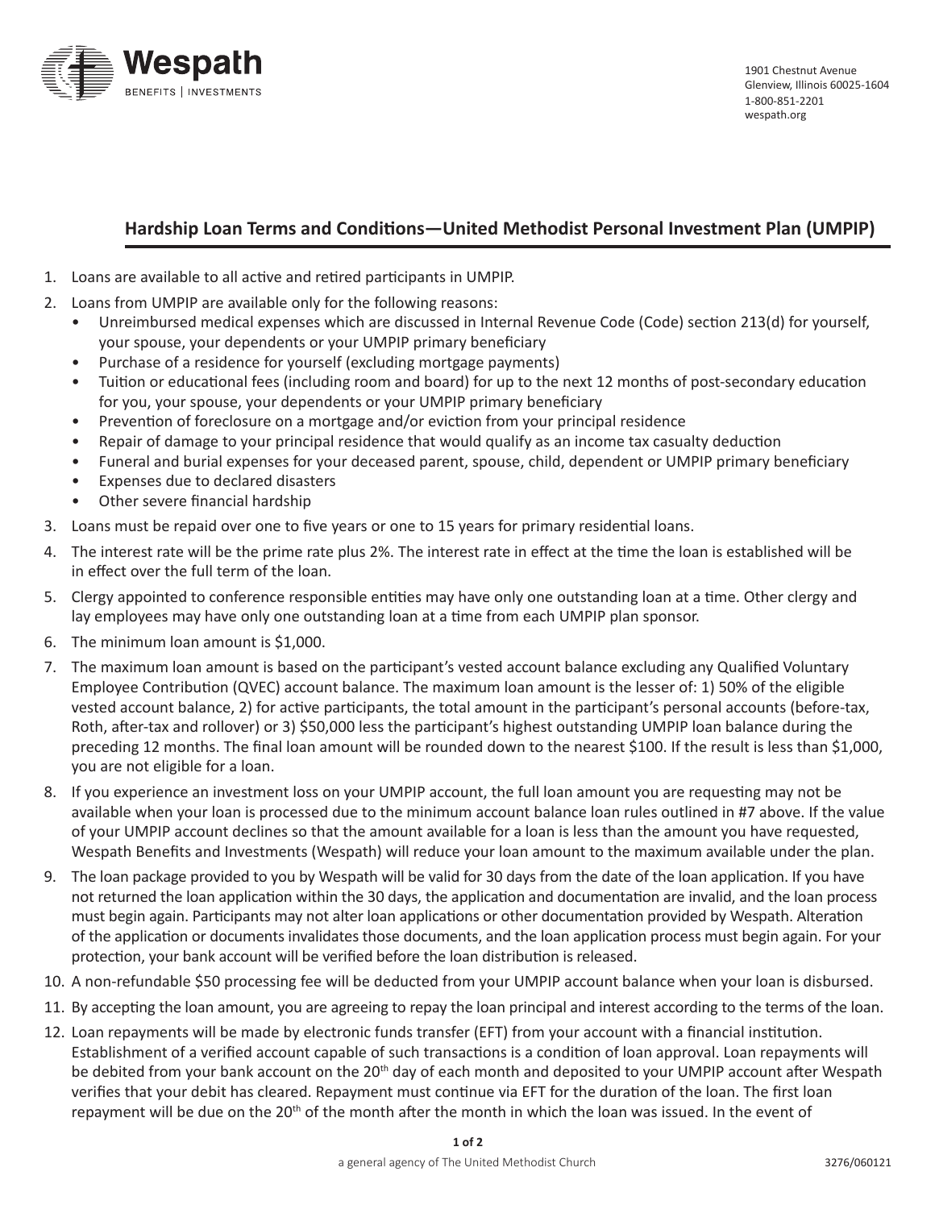Wespath
BENEFITS | INVESTMENTS

1901 Chestnut Avenue
Glenview, Illinois 60025-1604
1-800-851-2201
wespath.org

## Hardship Loan Terms and Conditions—United Methodist Personal Investment Plan (UMPIP)

1. Loans are available to all active and retired participants in UMPIP.
2. Loans from UMPIP are available only for the following reasons:
   - Unreimbursed medical expenses which are discussed in Internal Revenue Code (Code) section 213(d) for yourself, your spouse, your dependents or your UMPIP primary beneficiary
   - Purchase of a residence for yourself (excluding mortgage payments)
   - Tuition or educational fees (including room and board) for up to the next 12 months of post-secondary education for you, your spouse, your dependents or your UMPIP primary beneficiary
   - Prevention of foreclosure on a mortgage and/or eviction from your principal residence
   - Repair of damage to your principal residence that would qualify as an income tax casualty deduction
   - Funeral and burial expenses for your deceased parent, spouse, child, dependent or UMPIP primary beneficiary
   - Expenses due to declared disasters
   - Other severe financial hardship
3. Loans must be repaid over one to five years or one to 15 years for primary residential loans.
4. The interest rate will be the prime rate plus 2%. The interest rate in effect at the time the loan is established will be in effect over the full term of the loan.
5. Clergy appointed to conference responsible entities may have only one outstanding loan at a time. Other clergy and lay employees may have only one outstanding loan at a time from each UMPIP plan sponsor.
6. The minimum loan amount is $1,000.
7. The maximum loan amount is based on the participant's vested account balance excluding any Qualified Voluntary Employee Contribution (QVEC) account balance. The maximum loan amount is the lesser of: 1) 50% of the eligible vested account balance, 2) for active participants, the total amount in the participant's personal accounts (before-tax, Roth, after-tax and rollover) or 3) $50,000 less the participant's highest outstanding UMPIP loan balance during the preceding 12 months. The final loan amount will be rounded down to the nearest $100. If the result is less than $1,000, you are not eligible for a loan.
8. If you experience an investment loss on your UMPIP account, the full loan amount you are requesting may not be available when your loan is processed due to the minimum account balance loan rules outlined in #7 above. If the value of your UMPIP account declines so that the amount available for a loan is less than the amount you have requested, Wespath Benefits and Investments (Wespath) will reduce your loan amount to the maximum available under the plan.
9. The loan package provided to you by Wespath will be valid for 30 days from the date of the loan application. If you have not returned the loan application within the 30 days, the application and documentation are invalid, and the loan process must begin again. Participants may not alter loan applications or other documentation provided by Wespath. Alteration of the application or documents invalidates those documents, and the loan application process must begin again. For your protection, your bank account will be verified before the loan distribution is released.
10. A non-refundable $50 processing fee will be deducted from your UMPIP account balance when your loan is disbursed.
11. By accepting the loan amount, you are agreeing to repay the loan principal and interest according to the terms of the loan.
12. Loan repayments will be made by electronic funds transfer (EFT) from your account with a financial institution. Establishment of a verified account capable of such transactions is a condition of loan approval. Loan repayments will be debited from your bank account on the 20th day of each month and deposited to your UMPIP account after Wespath verifies that your debit has cleared. Repayment must continue via EFT for the duration of the loan. The first loan repayment will be due on the 20th of the month after the month in which the loan was issued. In the event of

a general agency of The United Methodist Church

3276/060121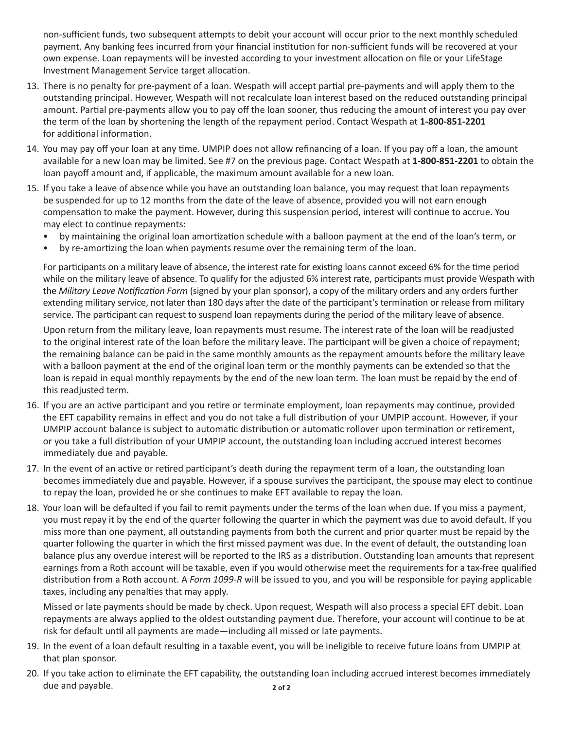non-sufficient funds, two subsequent attempts to debit your account will occur prior to the next monthly scheduled payment. Any banking fees incurred from your financial institution for non-sufficient funds will be recovered at your own expense. Loan repayments will be invested according to your investment allocation on file or your LifeStage Investment Management Service target allocation.

13. There is no penalty for pre-payment of a loan. Wespath will accept partial pre-payments and will apply them to the outstanding principal. However, Wespath will not recalculate loan interest based on the reduced outstanding principal amount. Partial pre-payments allow you to pay off the loan sooner, thus reducing the amount of interest you pay over the term of the loan by shortening the length of the repayment period. Contact Wespath at **1-800-851-2201** for additional information.
14. You may pay off your loan at any time. UMPIP does not allow refinancing of a loan. If you pay off a loan, the amount available for a new loan may be limited. See #7 on the previous page. Contact Wespath at **1-800-851-2201** to obtain the loan payoff amount and, if applicable, the maximum amount available for a new loan.
15. If you take a leave of absence while you have an outstanding loan balance, you may request that loan repayments be suspended for up to 12 months from the date of the leave of absence, provided you will not earn enough compensation to make the payment. However, during this suspension period, interest will continue to accrue. You may elect to continue repayments:
    - by maintaining the original loan amortization schedule with a balloon payment at the end of the loan's term, or
    - by re-amortizing the loan when payments resume over the remaining term of the loan.

    For participants on a military leave of absence, the interest rate for existing loans cannot exceed 6% for the time period while on the military leave of absence. To qualify for the adjusted 6% interest rate, participants must provide Wespath with the *Military Leave Notification Form* (signed by your plan sponsor), a copy of the military orders and any orders further extending military service, not later than 180 days after the date of the participant's termination or release from military service. The participant can request to suspend loan repayments during the period of the military leave of absence.

    Upon return from the military leave, loan repayments must resume. The interest rate of the loan will be readjusted to the original interest rate of the loan before the military leave. The participant will be given a choice of repayment; the remaining balance can be paid in the same monthly amounts as the repayment amounts before the military leave with a balloon payment at the end of the original loan term or the monthly payments can be extended so that the loan is repaid in equal monthly repayments by the end of the new loan term. The loan must be repaid by the end of this readjusted term.
16. If you are an active participant and you retire or terminate employment, loan repayments may continue, provided the EFT capability remains in effect and you do not take a full distribution of your UMPIP account. However, if your UMPIP account balance is subject to automatic distribution or automatic rollover upon termination or retirement, or you take a full distribution of your UMPIP account, the outstanding loan including accrued interest becomes immediately due and payable.
17. In the event of an active or retired participant's death during the repayment term of a loan, the outstanding loan becomes immediately due and payable. However, if a spouse survives the participant, the spouse may elect to continue to repay the loan, provided he or she continues to make EFT available to repay the loan.
18. Your loan will be defaulted if you fail to remit payments under the terms of the loan when due. If you miss a payment, you must repay it by the end of the quarter following the quarter in which the payment was due to avoid default. If you miss more than one payment, all outstanding payments from both the current and prior quarter must be repaid by the quarter following the quarter in which the first missed payment was due. In the event of default, the outstanding loan balance plus any overdue interest will be reported to the IRS as a distribution. Outstanding loan amounts that represent earnings from a Roth account will be taxable, even if you would otherwise meet the requirements for a tax-free qualified distribution from a Roth account. A *Form 1099-R* will be issued to you, and you will be responsible for paying applicable taxes, including any penalties that may apply.

    Missed or late payments should be made by check. Upon request, Wespath will also process a special EFT debit. Loan repayments are always applied to the oldest outstanding payment due. Therefore, your account will continue to be at risk for default until all payments are made—including all missed or late payments.
19. In the event of a loan default resulting in a taxable event, you will be ineligible to receive future loans from UMPIP at that plan sponsor.
20. If you take action to eliminate the EFT capability, the outstanding loan including accrued interest becomes immediately due and payable.